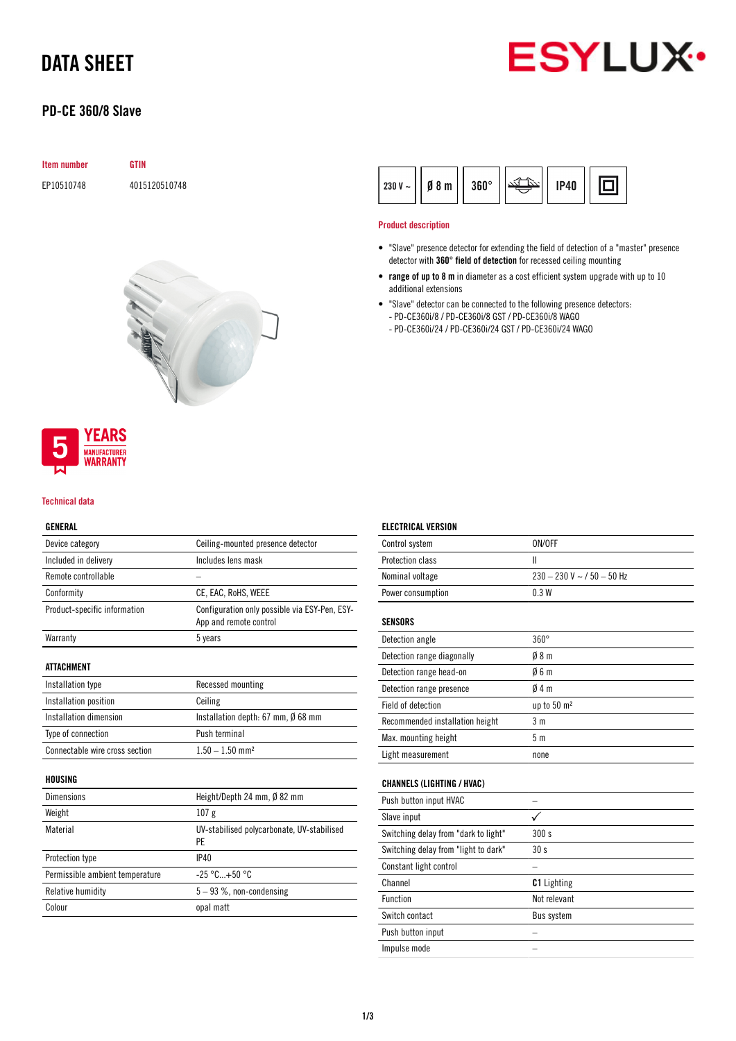# DATA SHEET

ESYLUX

## PD-CE 360/8 Slave

| Item number | GTIN |
|---|---|
| EP10510748 | 4015120510748 |

230 V ~ | Ø 8 m | 360° | IP40

5 YEARS MANUFACTURER WARRANTY

### Product description

- "Slave" presence detector for extending the field of detection of a "master" presence detector with **360° field of detection** for recessed ceiling mounting
- **range of up to 8 m** in diameter as a cost efficient system upgrade with up to 10 additional extensions
- "Slave" detector can be connected to the following presence detectors:
  - PD-CE360i/8 / PD-CE360i/8 GST / PD-CE360i/8 WAGO
  - PD-CE360i/24 / PD-CE360i/24 GST / PD-CE360i/24 WAGO

### Technical data

| GENERAL | |
|---|---|
| Device category | Ceiling-mounted presence detector |
| Included in delivery | Includes lens mask |
| Remote controllable | – |
| Conformity | CE, EAC, RoHS, WEEE |
| Product-specific information | Configuration only possible via ESY-Pen, ESY-App and remote control |
| Warranty | 5 years |

| ATTACHMENT | |
|---|---|
| Installation type | Recessed mounting |
| Installation position | Ceiling |
| Installation dimension | Installation depth: 67 mm, Ø 68 mm |
| Type of connection | Push terminal |
| Connectable wire cross section | 1.50 – 1.50 mm² |

| HOUSING | |
|---|---|
| Dimensions | Height/Depth 24 mm, Ø 82 mm |
| Weight | 107 g |
| Material | UV-stabilised polycarbonate, UV-stabilised PE |
| Protection type | IP40 |
| Permissible ambient temperature | -25 °C...+50 °C |
| Relative humidity | 5 – 93 %, non-condensing |
| Colour | opal matt |

| ELECTRICAL VERSION | |
|---|---|
| Control system | ON/OFF |
| Protection class | II |
| Nominal voltage | 230 – 230 V ~ / 50 – 50 Hz |
| Power consumption | 0.3 W |

| SENSORS | |
|---|---|
| Detection angle | 360° |
| Detection range diagonally | Ø 8 m |
| Detection range head-on | Ø 6 m |
| Detection range presence | Ø 4 m |
| Field of detection | up to 50 m² |
| Recommended installation height | 3 m |
| Max. mounting height | 5 m |
| Light measurement | none |

| CHANNELS (LIGHTING / HVAC) | |
|---|---|
| Push button input HVAC | – |
| Slave input | ✓ |
| Switching delay from "dark to light" | 300 s |
| Switching delay from "light to dark" | 30 s |
| Constant light control | – |
| Channel | **C1** Lighting |
| Function | Not relevant |
| Switch contact | Bus system |
| Push button input | – |
| Impulse mode | – |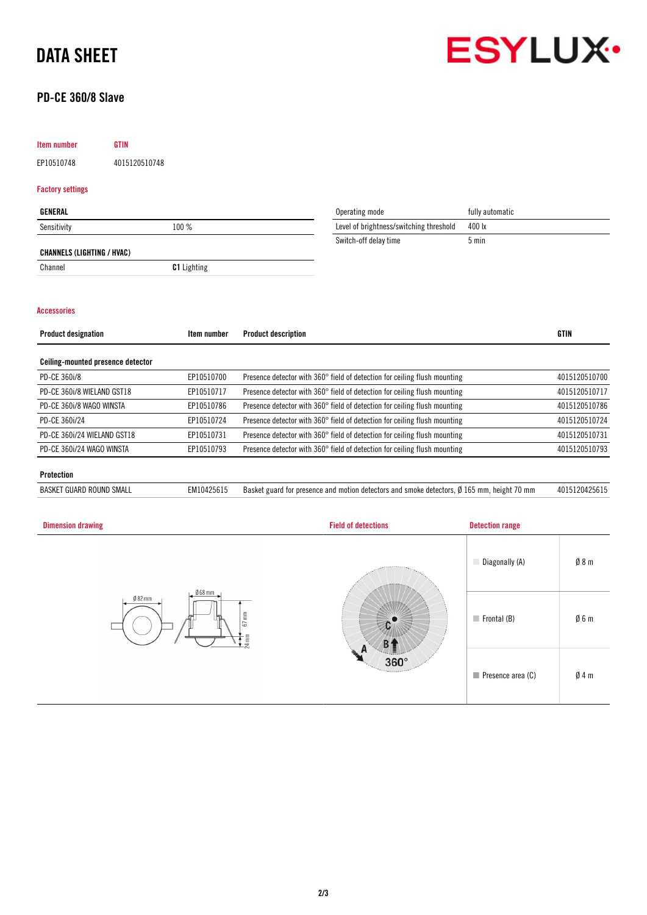# DATA SHEET

## PD-CE 360/8 Slave

| Item number | GTIN |
| --- | --- |
| EP10510748 | 4015120510748 |

### Factory settings

| GENERAL | |
| --- | --- |
| Sensitivity | 100 % |

| CHANNELS (LIGHTING / HVAC) | |
| --- | --- |
| Channel | **C1** Lighting |

| | |
| --- | --- |
| Operating mode | fully automatic |
| Level of brightness/switching threshold | 400 lx |
| Switch-off delay time | 5 min |

### Accessories

| Product designation | Item number | Product description | GTIN |
| --- | --- | --- | --- |
| **Ceiling-mounted presence detector** | | | |
| PD-CE 360i/8 | EP10510700 | Presence detector with 360° field of detection for ceiling flush mounting | 4015120510700 |
| PD-CE 360i/8 WIELAND GST18 | EP10510717 | Presence detector with 360° field of detection for ceiling flush mounting | 4015120510717 |
| PD-CE 360i/8 WAGO WINSTA | EP10510786 | Presence detector with 360° field of detection for ceiling flush mounting | 4015120510786 |
| PD-CE 360i/24 | EP10510724 | Presence detector with 360° field of detection for ceiling flush mounting | 4015120510724 |
| PD-CE 360i/24 WIELAND GST18 | EP10510731 | Presence detector with 360° field of detection for ceiling flush mounting | 4015120510731 |
| PD-CE 360i/24 WAGO WINSTA | EP10510793 | Presence detector with 360° field of detection for ceiling flush mounting | 4015120510793 |
| **Protection** | | | |
| BASKET GUARD ROUND SMALL | EM10425615 | Basket guard for presence and motion detectors and smoke detectors, Ø 165 mm, height 70 mm | 4015120425615 |

### Dimension drawing

Ø 82 mm, Ø 68 mm, 67 mm, 24 mm

### Field of detections

A, B, C, 360°

### Detection range

| | |
| --- | --- |
| Diagonally (A) | Ø 8 m |
| Frontal (B) | Ø 6 m |
| Presence area (C) | Ø 4 m |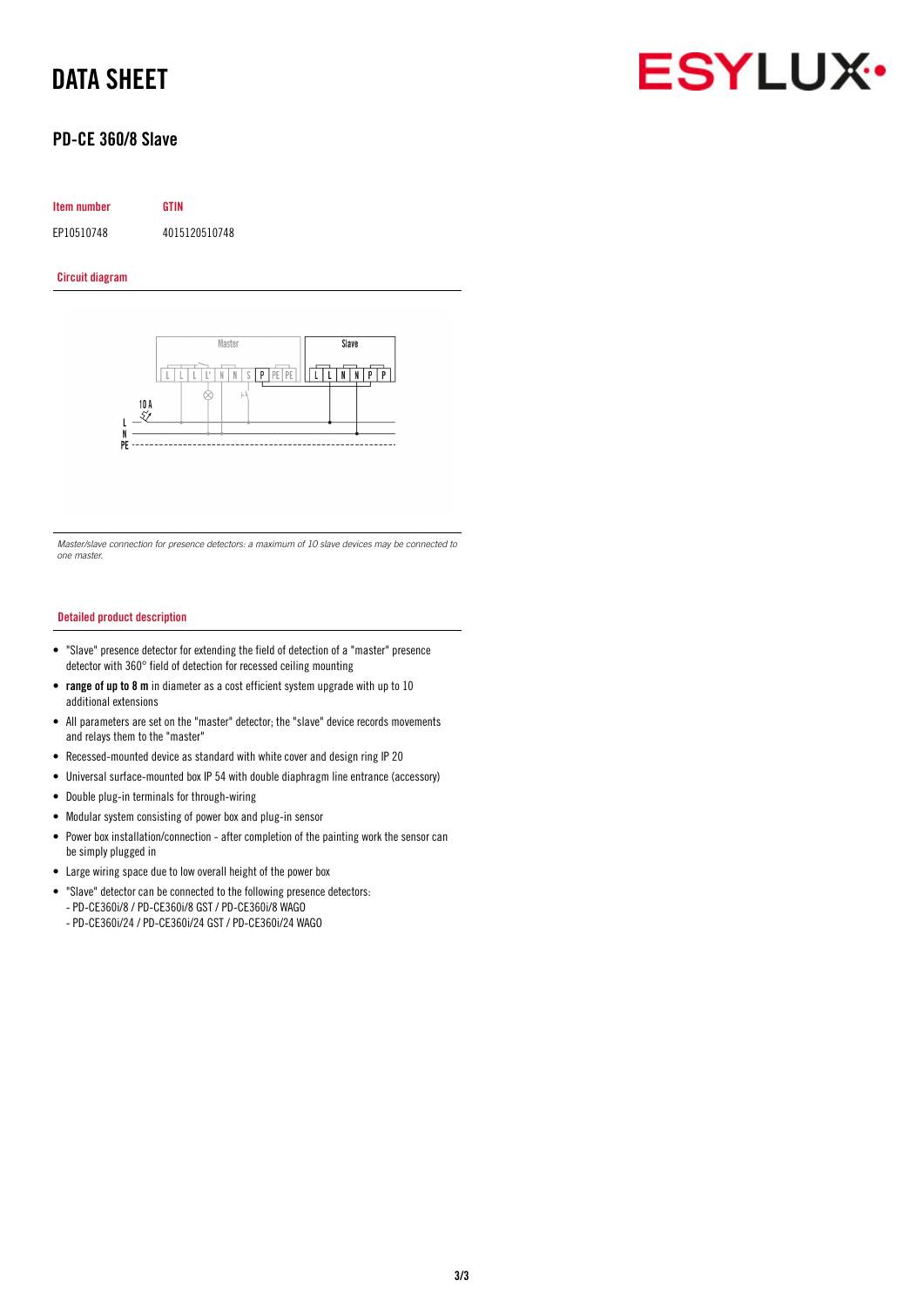# DATA SHEET

## PD-CE 360/8 Slave

| Item number | GTIN |
| --- | --- |
| EP10510748 | 4015120510748 |

### Circuit diagram

Master

L L L L' N N S P PE PE

Slave

L L N N P P

10 A

L

N

PE

*Master/slave connection for presence detectors: a maximum of 10 slave devices may be connected to one master.*

### Detailed product description

- "Slave" presence detector for extending the field of detection of a "master" presence detector with 360° field of detection for recessed ceiling mounting
- **range of up to 8 m** in diameter as a cost efficient system upgrade with up to 10 additional extensions
- All parameters are set on the "master" detector; the "slave" device records movements and relays them to the "master"
- Recessed-mounted device as standard with white cover and design ring IP 20
- Universal surface-mounted box IP 54 with double diaphragm line entrance (accessory)
- Double plug-in terminals for through-wiring
- Modular system consisting of power box and plug-in sensor
- Power box installation/connection - after completion of the painting work the sensor can be simply plugged in
- Large wiring space due to low overall height of the power box
- "Slave" detector can be connected to the following presence detectors:
  - PD-CE360i/8 / PD-CE360i/8 GST / PD-CE360i/8 WAGO
  - PD-CE360i/24 / PD-CE360i/24 GST / PD-CE360i/24 WAGO